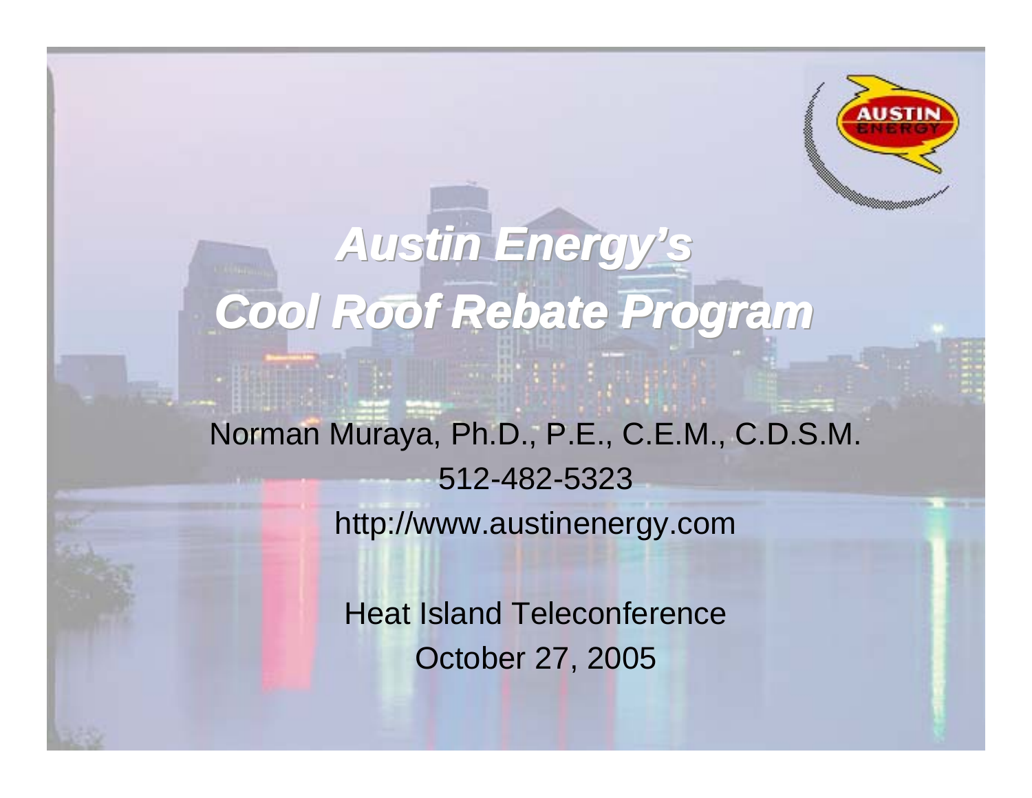# *Austin Energy's Cool Roof Rebate Program*

Norman Muraya, Ph.D., P.E., C.E.M., C.D.S.M.

512-482-5323

http://www.austinenergy.com

Heat Island Teleconference

October 27, 2005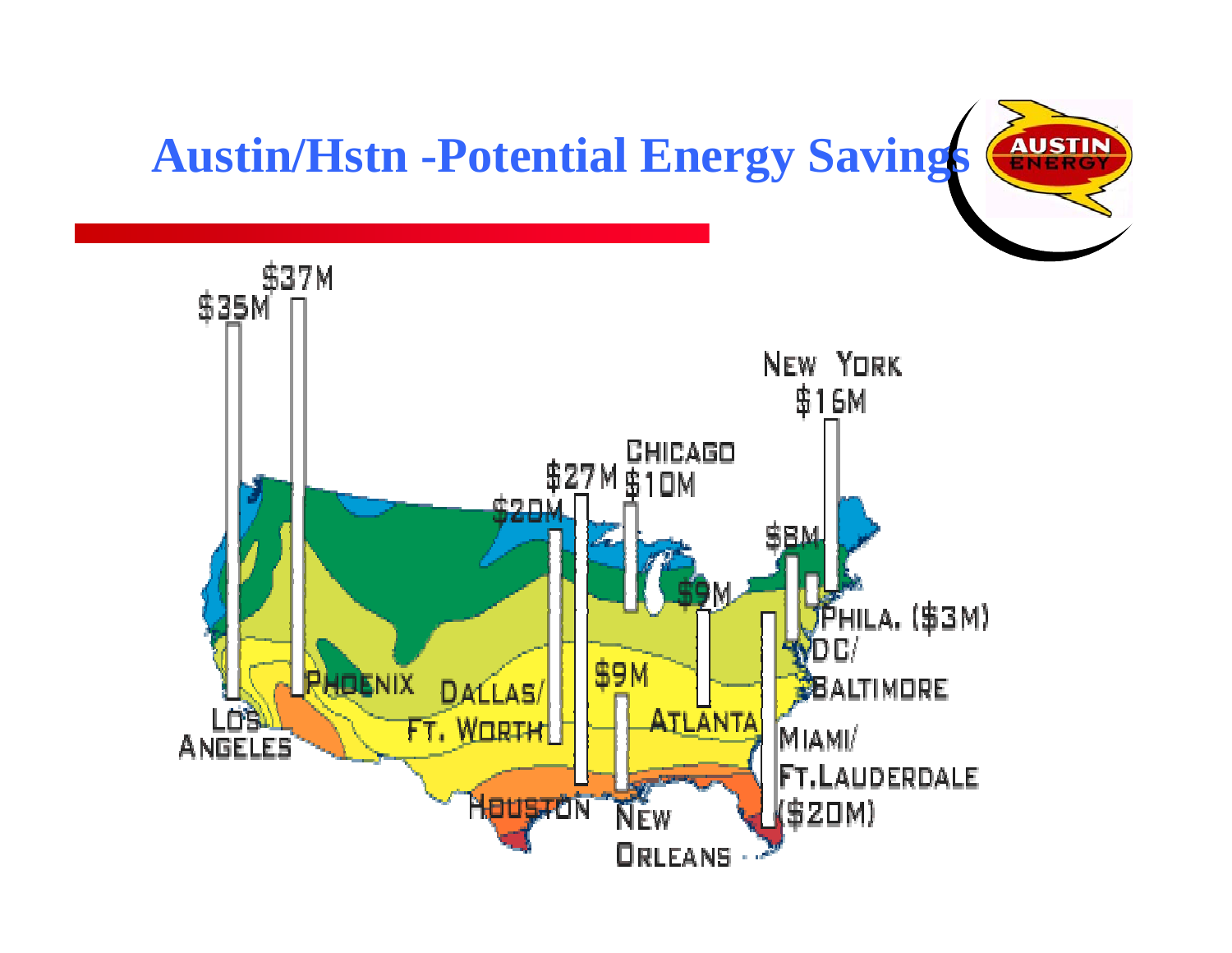# Austin/Hstn -Potential Energy Savings

Los Angeles $35M

Phoenix $37M

Dallas/Ft. Worth $20M

Houston $27M

Chicago $10M

New Orleans $9M

Atlanta $9M

DC/Baltimore $8M

Phila. ($3M)

New York $16M

Miami/Ft.Lauderdale ($20M)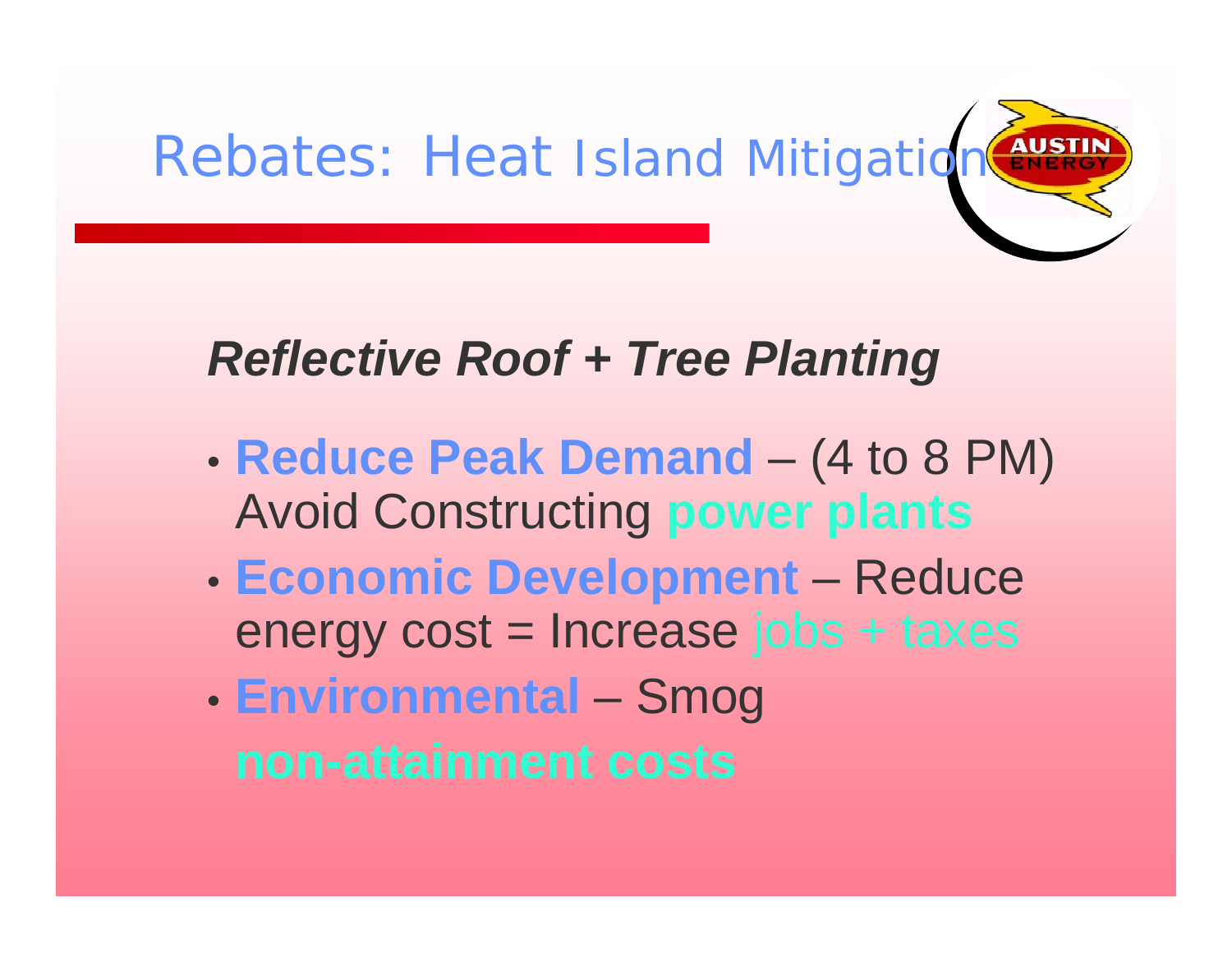# Rebates: Heat Island Mitigation

## ***Reflective Roof + Tree Planting***

- **Reduce Peak Demand** – (4 to 8 PM) Avoid Constructing **power plants**
- **Economic Development** – Reduce energy cost = Increase jobs + taxes
- **Environmental** – Smog **non-attainment costs**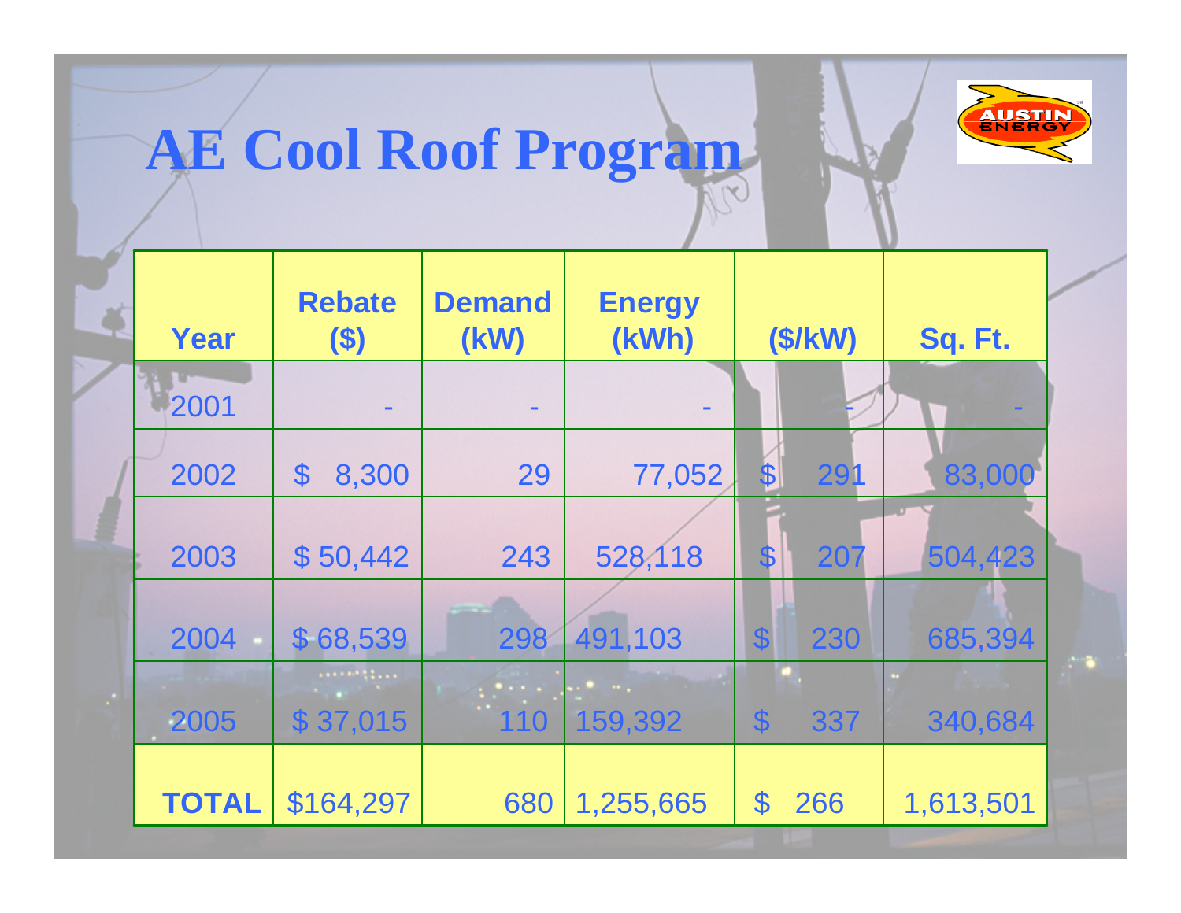# AE Cool Roof Program

| Year | Rebate ($) | Demand (kW) | Energy (kWh) | ($/kW) | Sq. Ft. |
|---|---|---|---|---|---|
| 2001 | - | - | - | - | - |
| 2002 | $ 8,300 | 29 | 77,052 | $ 291 | 83,000 |
| 2003 | $ 50,442 | 243 | 528,118 | $ 207 | 504,423 |
| 2004 | $ 68,539 | 298 | 491,103 | $ 230 | 685,394 |
| 2005 | $ 37,015 | 110 | 159,392 | $ 337 | 340,684 |
| **TOTAL** | $164,297 | 680 | 1,255,665 | $ 266 | 1,613,501 |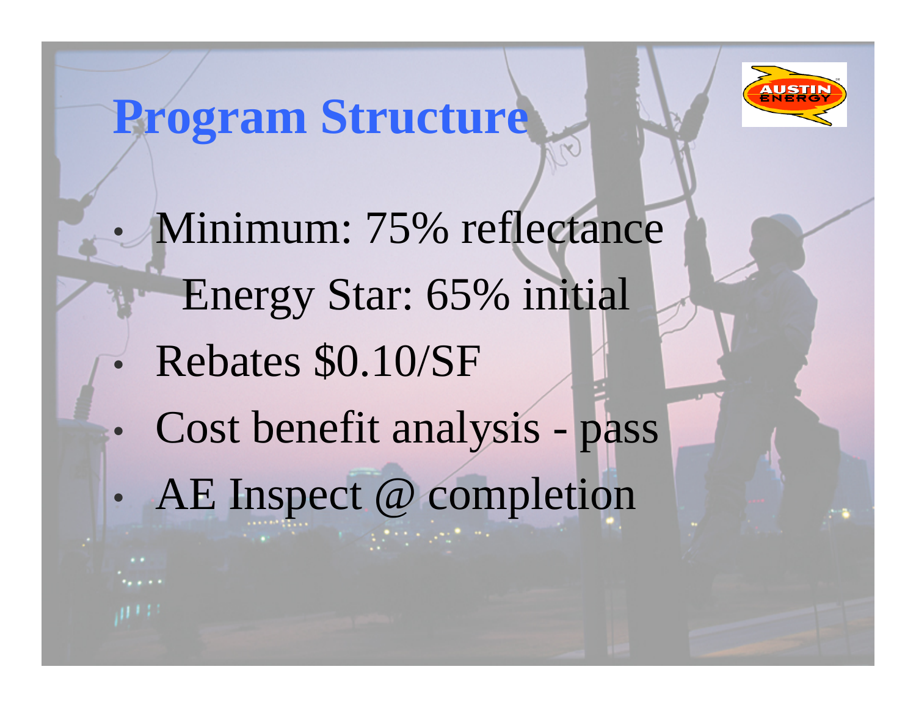# Program Structure

- Minimum: 75% reflectance
  - Energy Star: 65% initial
- Rebates $0.10/SF
- Cost benefit analysis - pass
- AE Inspect @ completion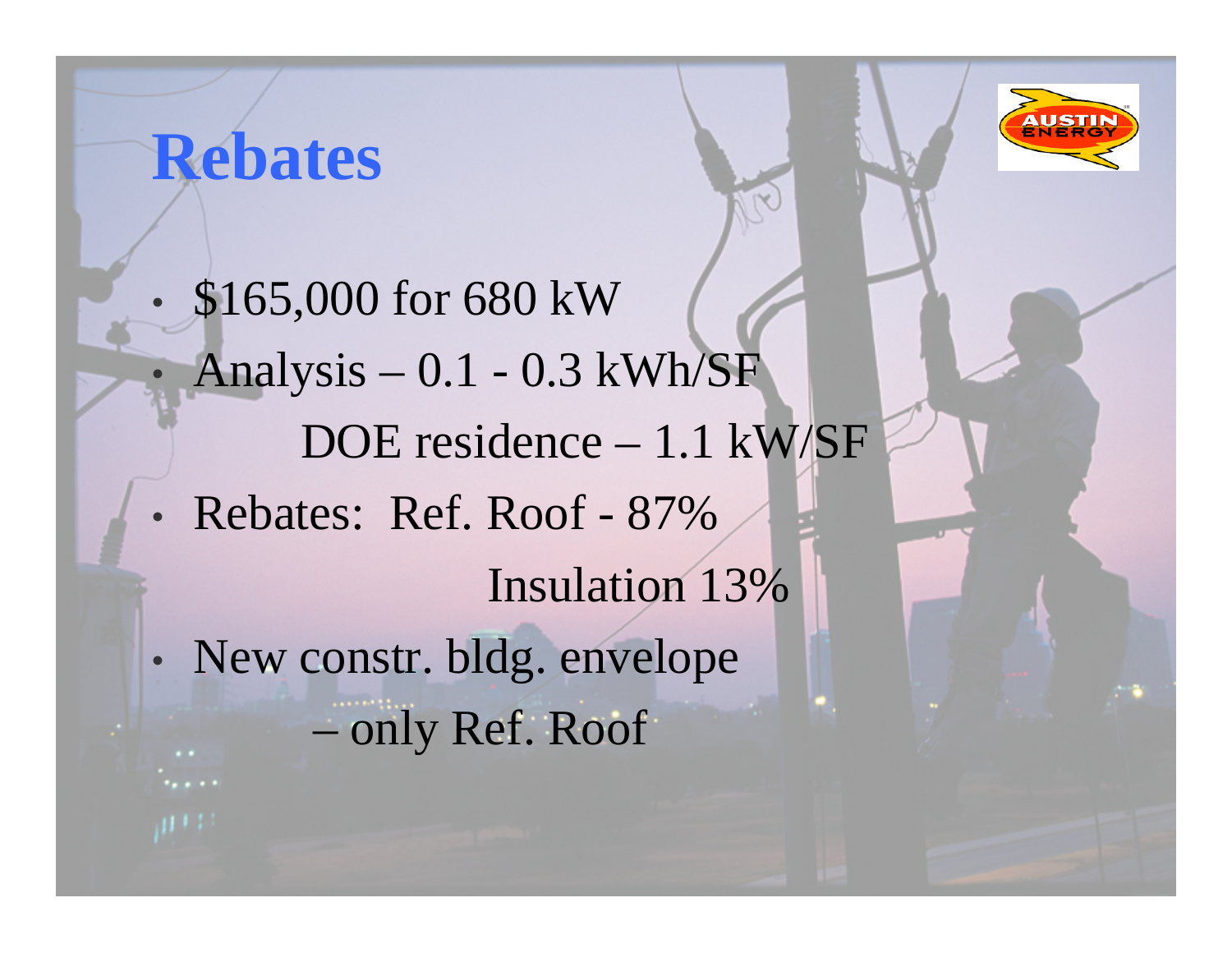# Rebates

- $165,000 for 680 kW
- Analysis – 0.1 - 0.3 kWh/SF

  DOE residence – 1.1 kW/SF
- Rebates: Ref. Roof - 87%

  Insulation 13%
- New constr. bldg. envelope

  – only Ref. Roof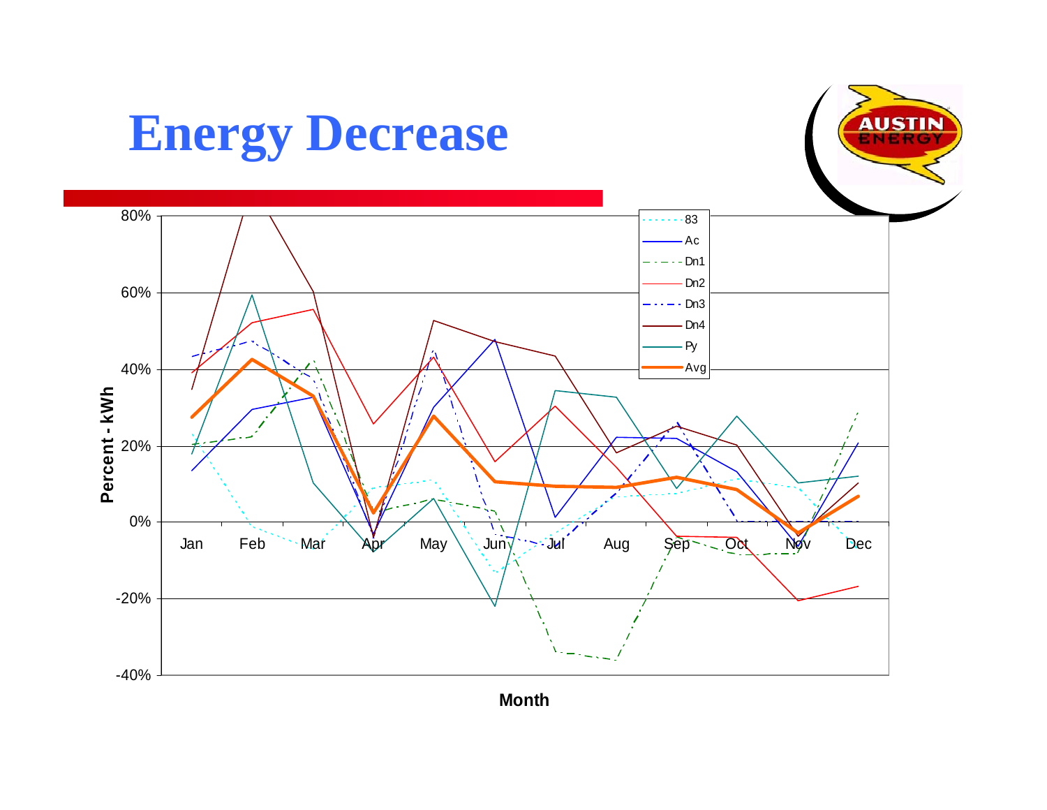# Energy Decrease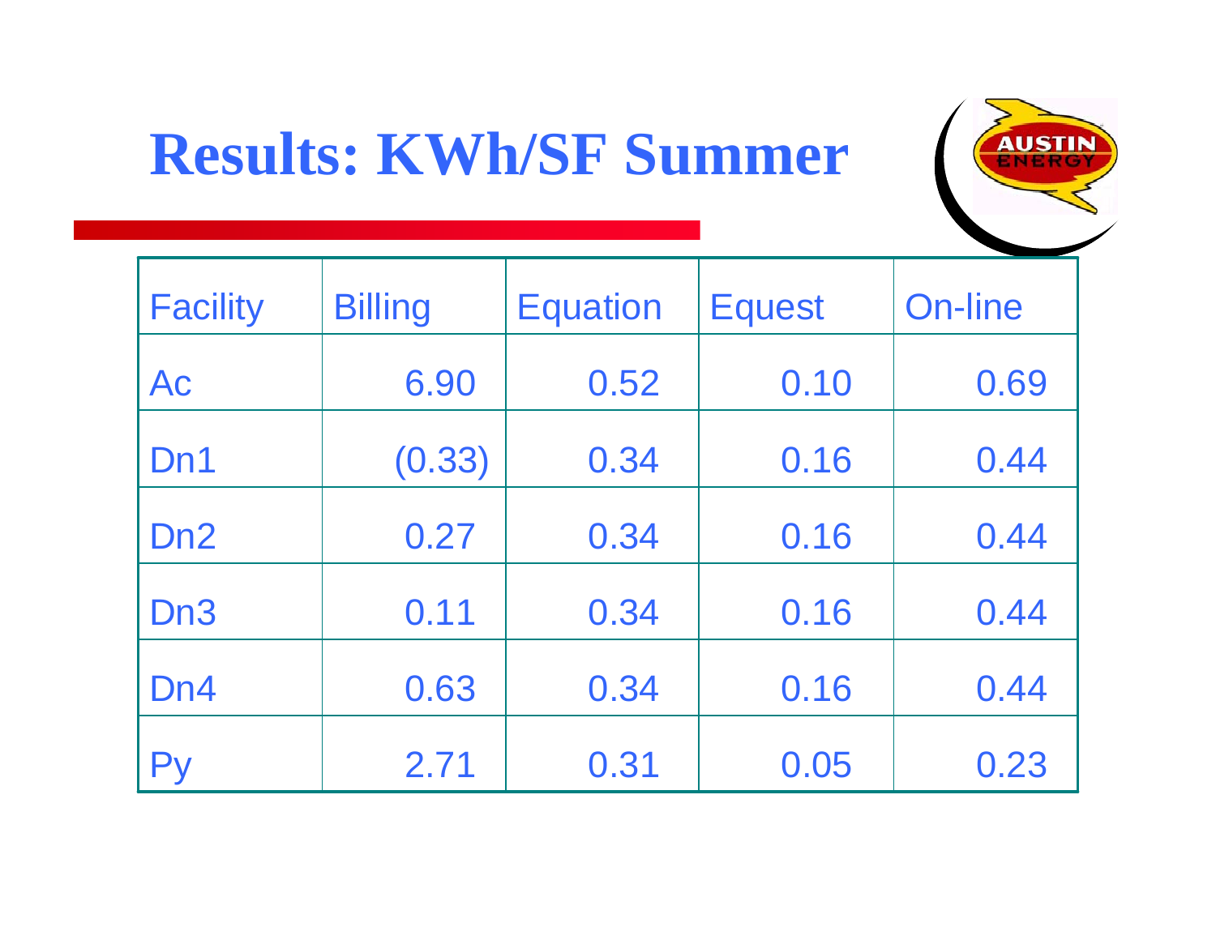# Results: KWh/SF Summer

| Facility | Billing | Equation | Equest | On-line |
|---|---|---|---|---|
| Ac | 6.90 | 0.52 | 0.10 | 0.69 |
| Dn1 | (0.33) | 0.34 | 0.16 | 0.44 |
| Dn2 | 0.27 | 0.34 | 0.16 | 0.44 |
| Dn3 | 0.11 | 0.34 | 0.16 | 0.44 |
| Dn4 | 0.63 | 0.34 | 0.16 | 0.44 |
| Py | 2.71 | 0.31 | 0.05 | 0.23 |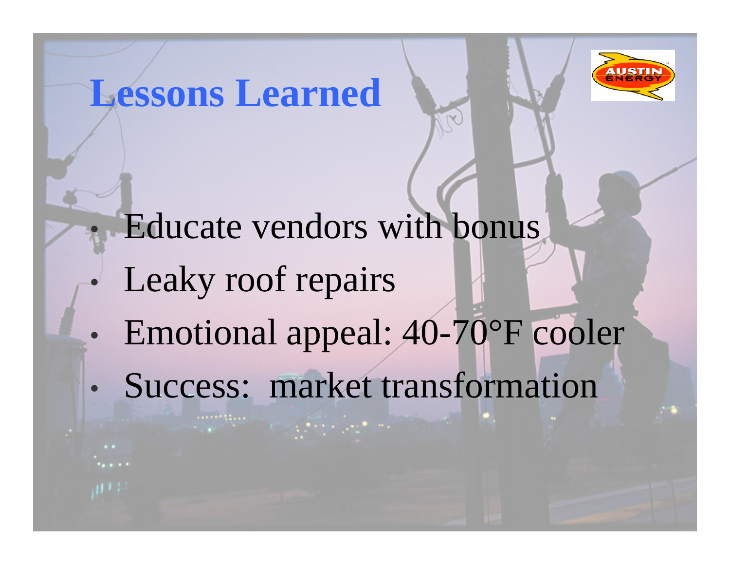# Lessons Learned

- Educate vendors with bonus
- Leaky roof repairs
- Emotional appeal: 40-70°F cooler
- Success:  market transformation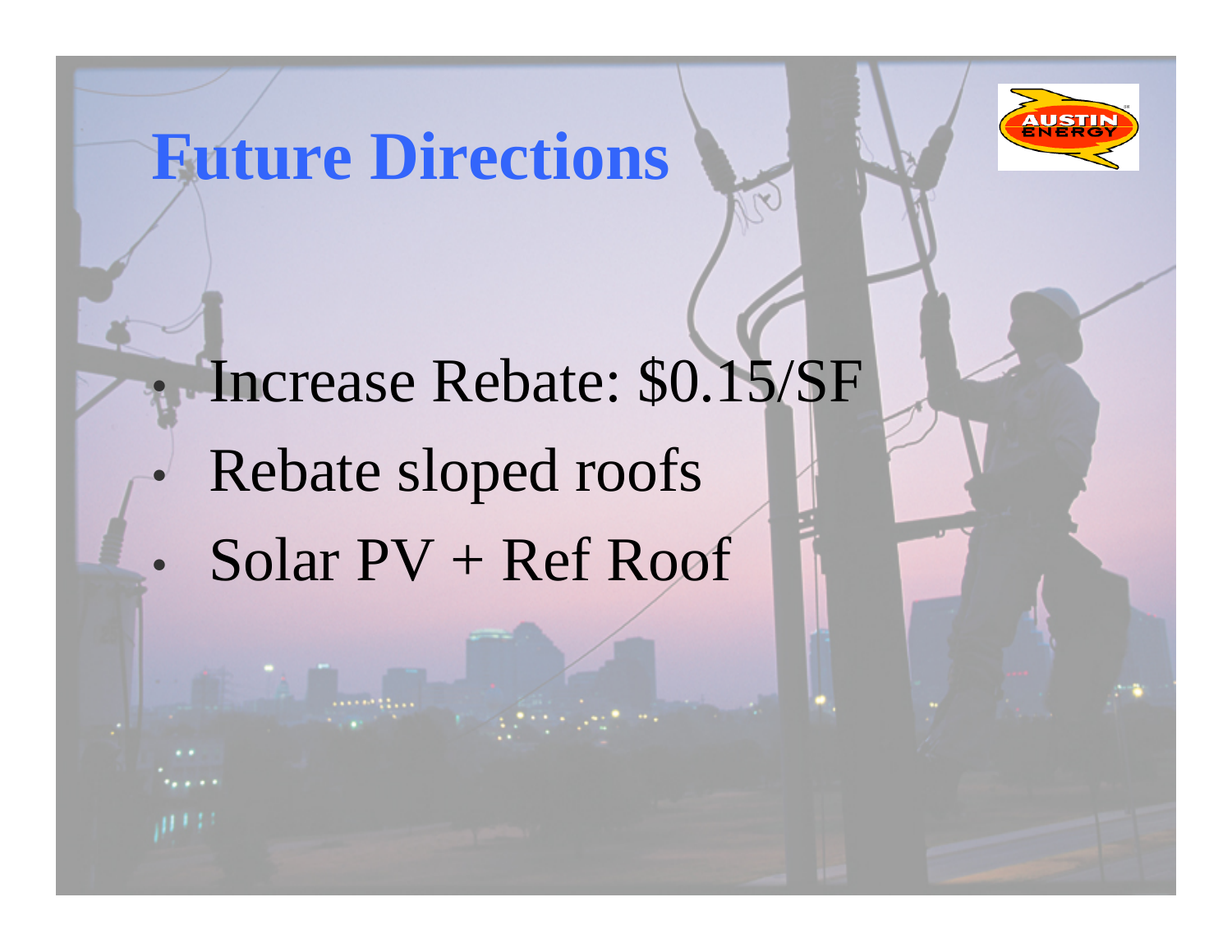# Future Directions

- Increase Rebate: $0.15/SF
- Rebate sloped roofs
- Solar PV + Ref Roof